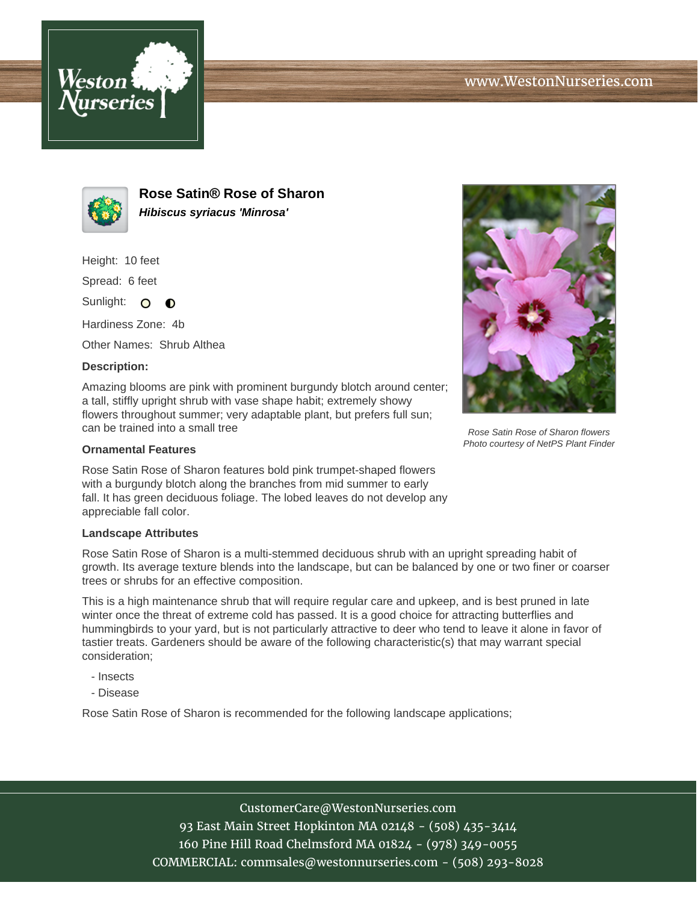# Rose Satin® Rose of Sharon

***Hibiscus syriacus 'Minrosa'***

Height: 10 feet

Spread: 6 feet

Sunlight: ○ ◐

Hardiness Zone: 4b

Other Names: Shrub Althea

### Description:

Amazing blooms are pink with prominent burgundy blotch around center; a tall, stiffly upright shrub with vase shape habit; extremely showy flowers throughout summer; very adaptable plant, but prefers full sun; can be trained into a small tree

*Rose Satin Rose of Sharon flowers*
*Photo courtesy of NetPS Plant Finder*

### Ornamental Features

Rose Satin Rose of Sharon features bold pink trumpet-shaped flowers with a burgundy blotch along the branches from mid summer to early fall. It has green deciduous foliage. The lobed leaves do not develop any appreciable fall color.

### Landscape Attributes

Rose Satin Rose of Sharon is a multi-stemmed deciduous shrub with an upright spreading habit of growth. Its average texture blends into the landscape, but can be balanced by one or two finer or coarser trees or shrubs for an effective composition.

This is a high maintenance shrub that will require regular care and upkeep, and is best pruned in late winter once the threat of extreme cold has passed. It is a good choice for attracting butterflies and hummingbirds to your yard, but is not particularly attractive to deer who tend to leave it alone in favor of tastier treats. Gardeners should be aware of the following characteristic(s) that may warrant special consideration;

- Insects
- Disease

Rose Satin Rose of Sharon is recommended for the following landscape applications;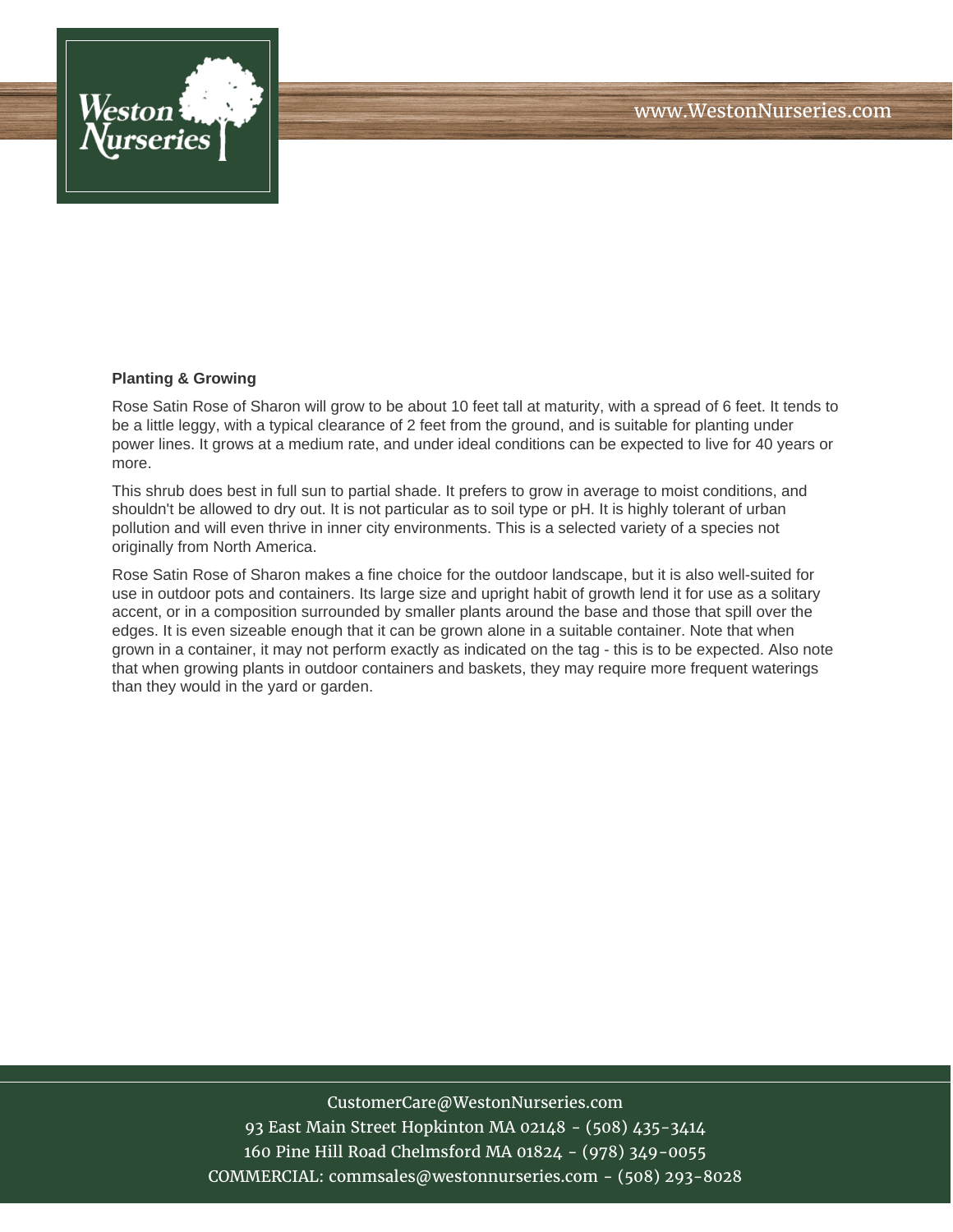## Planting & Growing

Rose Satin Rose of Sharon will grow to be about 10 feet tall at maturity, with a spread of 6 feet. It tends to be a little leggy, with a typical clearance of 2 feet from the ground, and is suitable for planting under power lines. It grows at a medium rate, and under ideal conditions can be expected to live for 40 years or more.

This shrub does best in full sun to partial shade. It prefers to grow in average to moist conditions, and shouldn't be allowed to dry out. It is not particular as to soil type or pH. It is highly tolerant of urban pollution and will even thrive in inner city environments. This is a selected variety of a species not originally from North America.

Rose Satin Rose of Sharon makes a fine choice for the outdoor landscape, but it is also well-suited for use in outdoor pots and containers. Its large size and upright habit of growth lend it for use as a solitary accent, or in a composition surrounded by smaller plants around the base and those that spill over the edges. It is even sizeable enough that it can be grown alone in a suitable container. Note that when grown in a container, it may not perform exactly as indicated on the tag - this is to be expected. Also note that when growing plants in outdoor containers and baskets, they may require more frequent waterings than they would in the yard or garden.